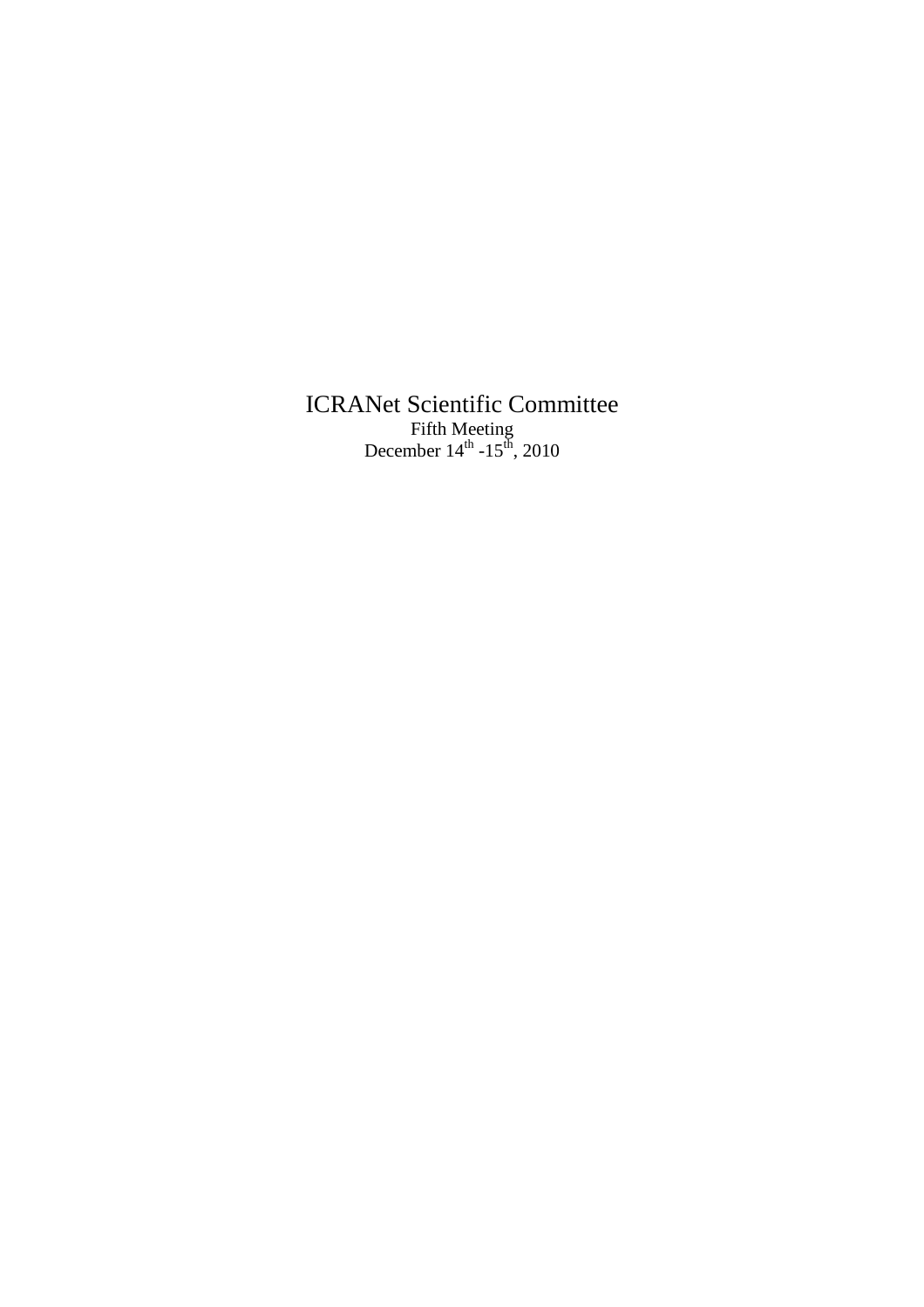# ICRANet Scientific Committee

Fifth Meeting

December 14$^{th}$ -15$^{th}$, 2010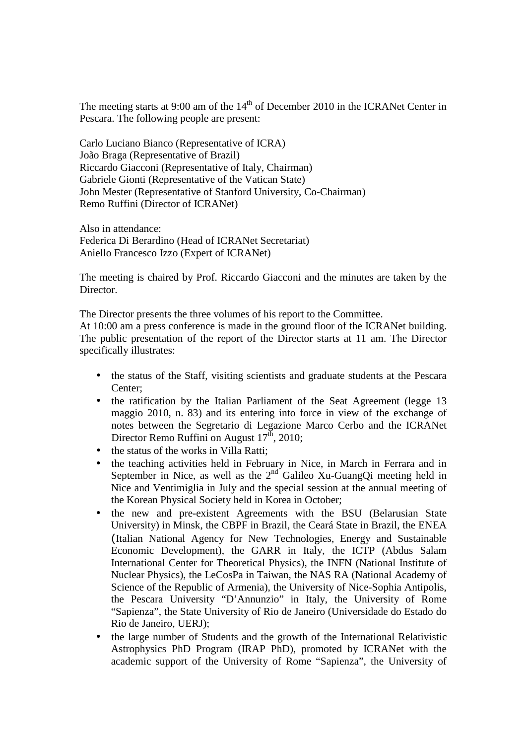The meeting starts at 9:00 am of the 14th of December 2010 in the ICRANet Center in Pescara. The following people are present:

Carlo Luciano Bianco (Representative of ICRA)  
João Braga (Representative of Brazil)  
Riccardo Giacconi (Representative of Italy, Chairman)  
Gabriele Gionti (Representative of the Vatican State)  
John Mester (Representative of Stanford University, Co-Chairman)  
Remo Ruffini (Director of ICRANet)

Also in attendance:  
Federica Di Berardino (Head of ICRANet Secretariat)  
Aniello Francesco Izzo (Expert of ICRANet)

The meeting is chaired by Prof. Riccardo Giacconi and the minutes are taken by the Director.

The Director presents the three volumes of his report to the Committee.  
At 10:00 am a press conference is made in the ground floor of the ICRANet building. The public presentation of the report of the Director starts at 11 am. The Director specifically illustrates:

- the status of the Staff, visiting scientists and graduate students at the Pescara Center;
- the ratification by the Italian Parliament of the Seat Agreement (legge 13 maggio 2010, n. 83) and its entering into force in view of the exchange of notes between the Segretario di Legazione Marco Cerbo and the ICRANet Director Remo Ruffini on August 17th, 2010;
- the status of the works in Villa Ratti;
- the teaching activities held in February in Nice, in March in Ferrara and in September in Nice, as well as the 2nd Galileo Xu-GuangQi meeting held in Nice and Ventimiglia in July and the special session at the annual meeting of the Korean Physical Society held in Korea in October;
- the new and pre-existent Agreements with the BSU (Belarusian State University) in Minsk, the CBPF in Brazil, the Ceará State in Brazil, the ENEA (Italian National Agency for New Technologies, Energy and Sustainable Economic Development), the GARR in Italy, the ICTP (Abdus Salam International Center for Theoretical Physics), the INFN (National Institute of Nuclear Physics), the LeCosPa in Taiwan, the NAS RA (National Academy of Science of the Republic of Armenia), the University of Nice-Sophia Antipolis, the Pescara University "D'Annunzio" in Italy, the University of Rome "Sapienza", the State University of Rio de Janeiro (Universidade do Estado do Rio de Janeiro, UERJ);
- the large number of Students and the growth of the International Relativistic Astrophysics PhD Program (IRAP PhD), promoted by ICRANet with the academic support of the University of Rome "Sapienza", the University of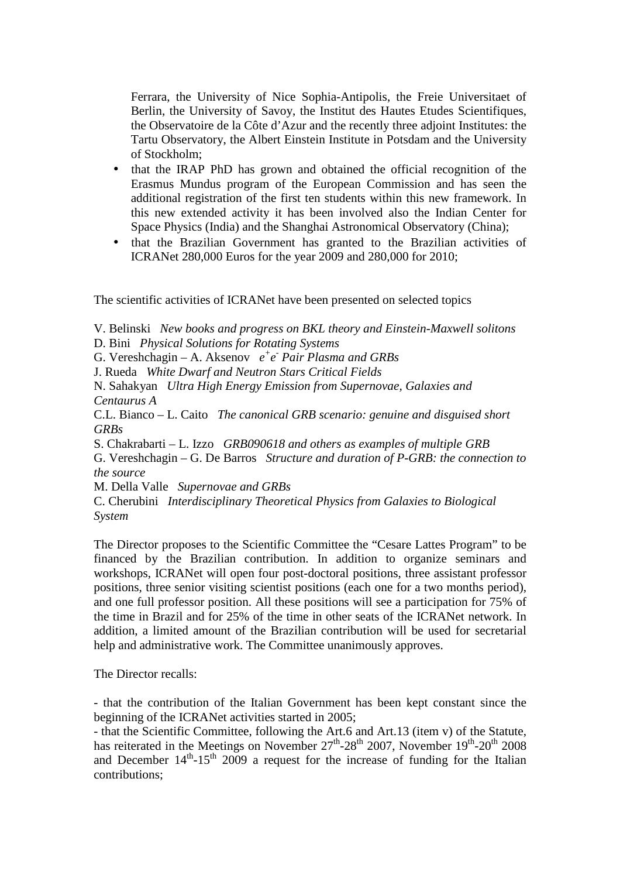Ferrara, the University of Nice Sophia-Antipolis, the Freie Universitaet of Berlin, the University of Savoy, the Institut des Hautes Etudes Scientifiques, the Observatoire de la Côte d'Azur and the recently three adjoint Institutes: the Tartu Observatory, the Albert Einstein Institute in Potsdam and the University of Stockholm;

- that the IRAP PhD has grown and obtained the official recognition of the Erasmus Mundus program of the European Commission and has seen the additional registration of the first ten students within this new framework. In this new extended activity it has been involved also the Indian Center for Space Physics (India) and the Shanghai Astronomical Observatory (China);
- that the Brazilian Government has granted to the Brazilian activities of ICRANet 280,000 Euros for the year 2009 and 280,000 for 2010;

The scientific activities of ICRANet have been presented on selected topics

V. Belinski *New books and progress on BKL theory and Einstein-Maxwell solitons*
D. Bini *Physical Solutions for Rotating Systems*
G. Vereshchagin – A. Aksenov *$e^+e^-$ Pair Plasma and GRBs*
J. Rueda *White Dwarf and Neutron Stars Critical Fields*
N. Sahakyan *Ultra High Energy Emission from Supernovae, Galaxies and Centaurus A*
C.L. Bianco – L. Caito *The canonical GRB scenario: genuine and disguised short GRBs*
S. Chakrabarti – L. Izzo *GRB090618 and others as examples of multiple GRB*
G. Vereshchagin – G. De Barros *Structure and duration of P-GRB: the connection to the source*
M. Della Valle *Supernovae and GRBs*
C. Cherubini *Interdisciplinary Theoretical Physics from Galaxies to Biological System*

The Director proposes to the Scientific Committee the "Cesare Lattes Program" to be financed by the Brazilian contribution. In addition to organize seminars and workshops, ICRANet will open four post-doctoral positions, three assistant professor positions, three senior visiting scientist positions (each one for a two months period), and one full professor position. All these positions will see a participation for 75% of the time in Brazil and for 25% of the time in other seats of the ICRANet network. In addition, a limited amount of the Brazilian contribution will be used for secretarial help and administrative work. The Committee unanimously approves.

The Director recalls:

- that the contribution of the Italian Government has been kept constant since the beginning of the ICRANet activities started in 2005;
- that the Scientific Committee, following the Art.6 and Art.13 (item v) of the Statute, has reiterated in the Meetings on November 27th-28th 2007, November 19th-20th 2008 and December 14th-15th 2009 a request for the increase of funding for the Italian contributions;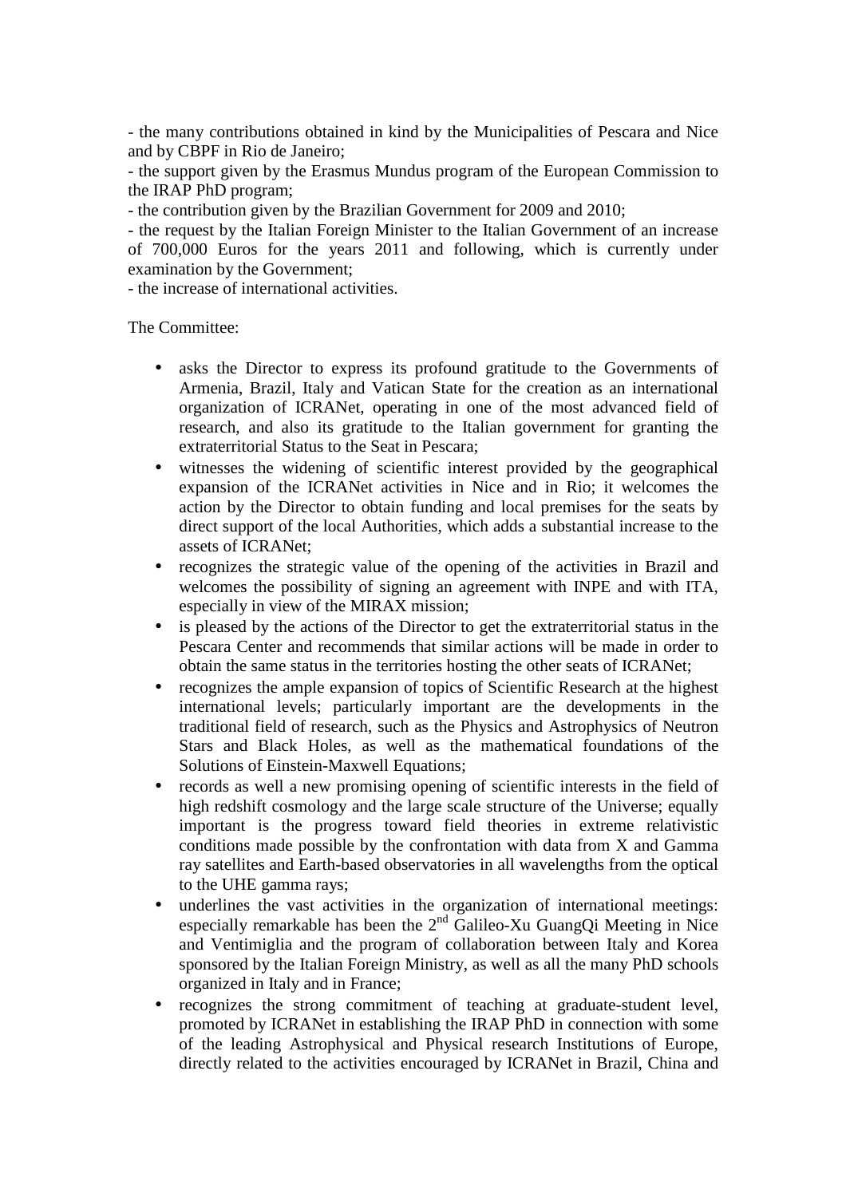- the many contributions obtained in kind by the Municipalities of Pescara and Nice and by CBPF in Rio de Janeiro;

- the support given by the Erasmus Mundus program of the European Commission to the IRAP PhD program;

- the contribution given by the Brazilian Government for 2009 and 2010;

- the request by the Italian Foreign Minister to the Italian Government of an increase of 700,000 Euros for the years 2011 and following, which is currently under examination by the Government;

- the increase of international activities.

The Committee:

- asks the Director to express its profound gratitude to the Governments of Armenia, Brazil, Italy and Vatican State for the creation as an international organization of ICRANet, operating in one of the most advanced field of research, and also its gratitude to the Italian government for granting the extraterritorial Status to the Seat in Pescara;
- witnesses the widening of scientific interest provided by the geographical expansion of the ICRANet activities in Nice and in Rio; it welcomes the action by the Director to obtain funding and local premises for the seats by direct support of the local Authorities, which adds a substantial increase to the assets of ICRANet;
- recognizes the strategic value of the opening of the activities in Brazil and welcomes the possibility of signing an agreement with INPE and with ITA, especially in view of the MIRAX mission;
- is pleased by the actions of the Director to get the extraterritorial status in the Pescara Center and recommends that similar actions will be made in order to obtain the same status in the territories hosting the other seats of ICRANet;
- recognizes the ample expansion of topics of Scientific Research at the highest international levels; particularly important are the developments in the traditional field of research, such as the Physics and Astrophysics of Neutron Stars and Black Holes, as well as the mathematical foundations of the Solutions of Einstein-Maxwell Equations;
- records as well a new promising opening of scientific interests in the field of high redshift cosmology and the large scale structure of the Universe; equally important is the progress toward field theories in extreme relativistic conditions made possible by the confrontation with data from X and Gamma ray satellites and Earth-based observatories in all wavelengths from the optical to the UHE gamma rays;
- underlines the vast activities in the organization of international meetings: especially remarkable has been the 2nd Galileo-Xu GuangQi Meeting in Nice and Ventimiglia and the program of collaboration between Italy and Korea sponsored by the Italian Foreign Ministry, as well as all the many PhD schools organized in Italy and in France;
- recognizes the strong commitment of teaching at graduate-student level, promoted by ICRANet in establishing the IRAP PhD in connection with some of the leading Astrophysical and Physical research Institutions of Europe, directly related to the activities encouraged by ICRANet in Brazil, China and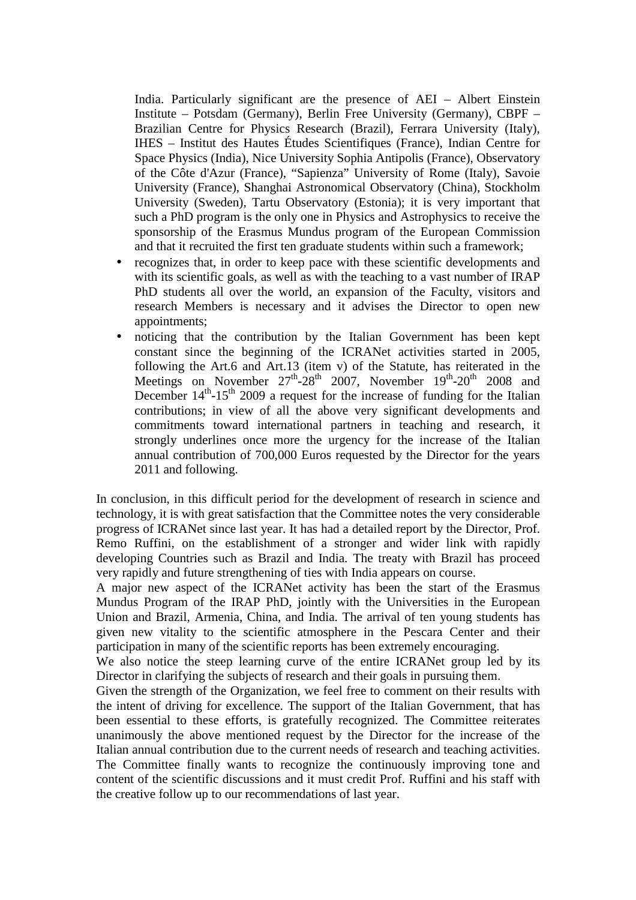India. Particularly significant are the presence of AEI – Albert Einstein Institute – Potsdam (Germany), Berlin Free University (Germany), CBPF – Brazilian Centre for Physics Research (Brazil), Ferrara University (Italy), IHES – Institut des Hautes Études Scientifiques (France), Indian Centre for Space Physics (India), Nice University Sophia Antipolis (France), Observatory of the Côte d'Azur (France), "Sapienza" University of Rome (Italy), Savoie University (France), Shanghai Astronomical Observatory (China), Stockholm University (Sweden), Tartu Observatory (Estonia); it is very important that such a PhD program is the only one in Physics and Astrophysics to receive the sponsorship of the Erasmus Mundus program of the European Commission and that it recruited the first ten graduate students within such a framework;

- recognizes that, in order to keep pace with these scientific developments and with its scientific goals, as well as with the teaching to a vast number of IRAP PhD students all over the world, an expansion of the Faculty, visitors and research Members is necessary and it advises the Director to open new appointments;
- noticing that the contribution by the Italian Government has been kept constant since the beginning of the ICRANet activities started in 2005, following the Art.6 and Art.13 (item v) of the Statute, has reiterated in the Meetings on November 27th-28th 2007, November 19th-20th 2008 and December 14th-15th 2009 a request for the increase of funding for the Italian contributions; in view of all the above very significant developments and commitments toward international partners in teaching and research, it strongly underlines once more the urgency for the increase of the Italian annual contribution of 700,000 Euros requested by the Director for the years 2011 and following.

In conclusion, in this difficult period for the development of research in science and technology, it is with great satisfaction that the Committee notes the very considerable progress of ICRANet since last year. It has had a detailed report by the Director, Prof. Remo Ruffini, on the establishment of a stronger and wider link with rapidly developing Countries such as Brazil and India. The treaty with Brazil has proceed very rapidly and future strengthening of ties with India appears on course.

A major new aspect of the ICRANet activity has been the start of the Erasmus Mundus Program of the IRAP PhD, jointly with the Universities in the European Union and Brazil, Armenia, China, and India. The arrival of ten young students has given new vitality to the scientific atmosphere in the Pescara Center and their participation in many of the scientific reports has been extremely encouraging.

We also notice the steep learning curve of the entire ICRANet group led by its Director in clarifying the subjects of research and their goals in pursuing them.

Given the strength of the Organization, we feel free to comment on their results with the intent of driving for excellence. The support of the Italian Government, that has been essential to these efforts, is gratefully recognized. The Committee reiterates unanimously the above mentioned request by the Director for the increase of the Italian annual contribution due to the current needs of research and teaching activities. The Committee finally wants to recognize the continuously improving tone and content of the scientific discussions and it must credit Prof. Ruffini and his staff with the creative follow up to our recommendations of last year.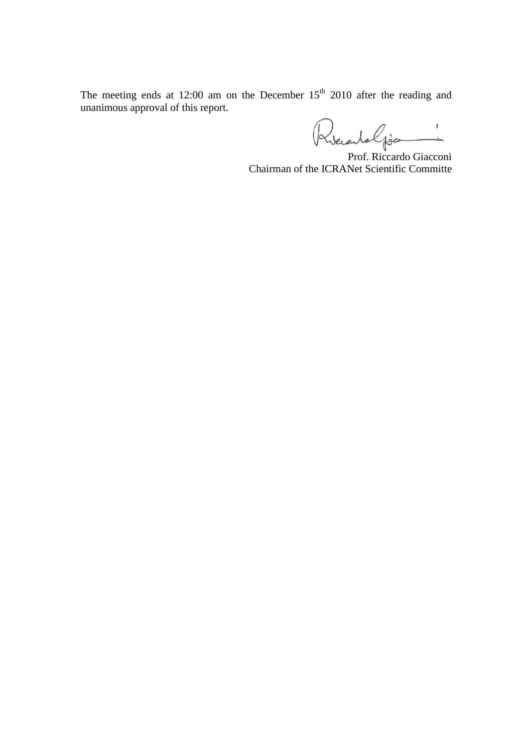The meeting ends at 12:00 am on the December 15th 2010 after the reading and unanimous approval of this report.

Prof. Riccardo Giacconi
Chairman of the ICRANet Scientific Committe